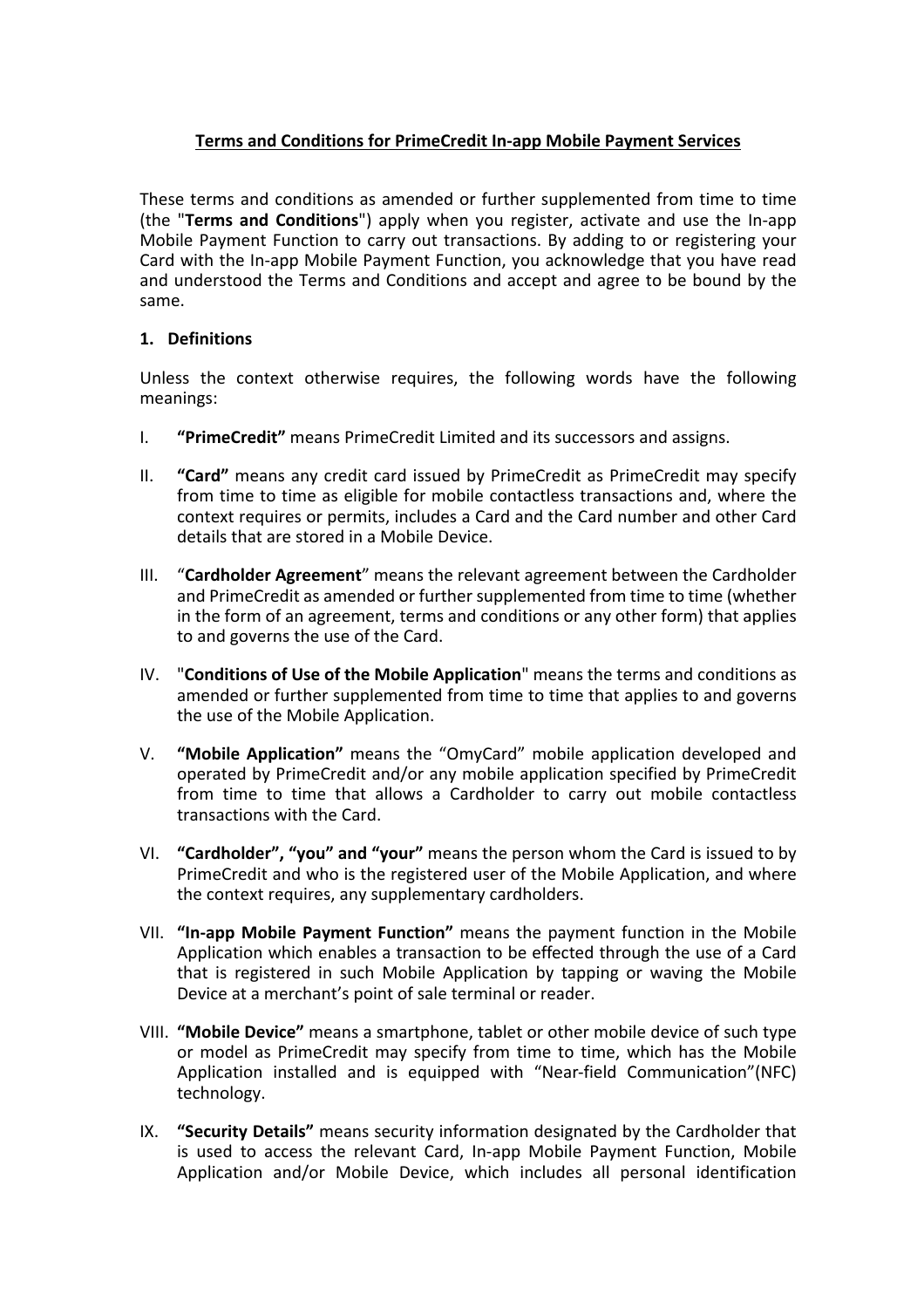# Terms and Conditions for PrimeCredit In-app Mobile Payment Services

These terms and conditions as amended or further supplemented from time to time (the "**Terms and Conditions**") apply when you register, activate and use the In-app Mobile Payment Function to carry out transactions. By adding to or registering your Card with the In-app Mobile Payment Function, you acknowledge that you have read and understood the Terms and Conditions and accept and agree to be bound by the same.

## 1. Definitions

Unless the context otherwise requires, the following words have the following meanings:

I. **"PrimeCredit"** means PrimeCredit Limited and its successors and assigns.

II. **"Card"** means any credit card issued by PrimeCredit as PrimeCredit may specify from time to time as eligible for mobile contactless transactions and, where the context requires or permits, includes a Card and the Card number and other Card details that are stored in a Mobile Device.

III. "**Cardholder Agreement**" means the relevant agreement between the Cardholder and PrimeCredit as amended or further supplemented from time to time (whether in the form of an agreement, terms and conditions or any other form) that applies to and governs the use of the Card.

IV. "**Conditions of Use of the Mobile Application**" means the terms and conditions as amended or further supplemented from time to time that applies to and governs the use of the Mobile Application.

V. **"Mobile Application"** means the "OmyCard" mobile application developed and operated by PrimeCredit and/or any mobile application specified by PrimeCredit from time to time that allows a Cardholder to carry out mobile contactless transactions with the Card.

VI. **"Cardholder", "you" and "your"** means the person whom the Card is issued to by PrimeCredit and who is the registered user of the Mobile Application, and where the context requires, any supplementary cardholders.

VII. **"In-app Mobile Payment Function"** means the payment function in the Mobile Application which enables a transaction to be effected through the use of a Card that is registered in such Mobile Application by tapping or waving the Mobile Device at a merchant's point of sale terminal or reader.

VIII. **"Mobile Device"** means a smartphone, tablet or other mobile device of such type or model as PrimeCredit may specify from time to time, which has the Mobile Application installed and is equipped with "Near-field Communication"(NFC) technology.

IX. **"Security Details"** means security information designated by the Cardholder that is used to access the relevant Card, In-app Mobile Payment Function, Mobile Application and/or Mobile Device, which includes all personal identification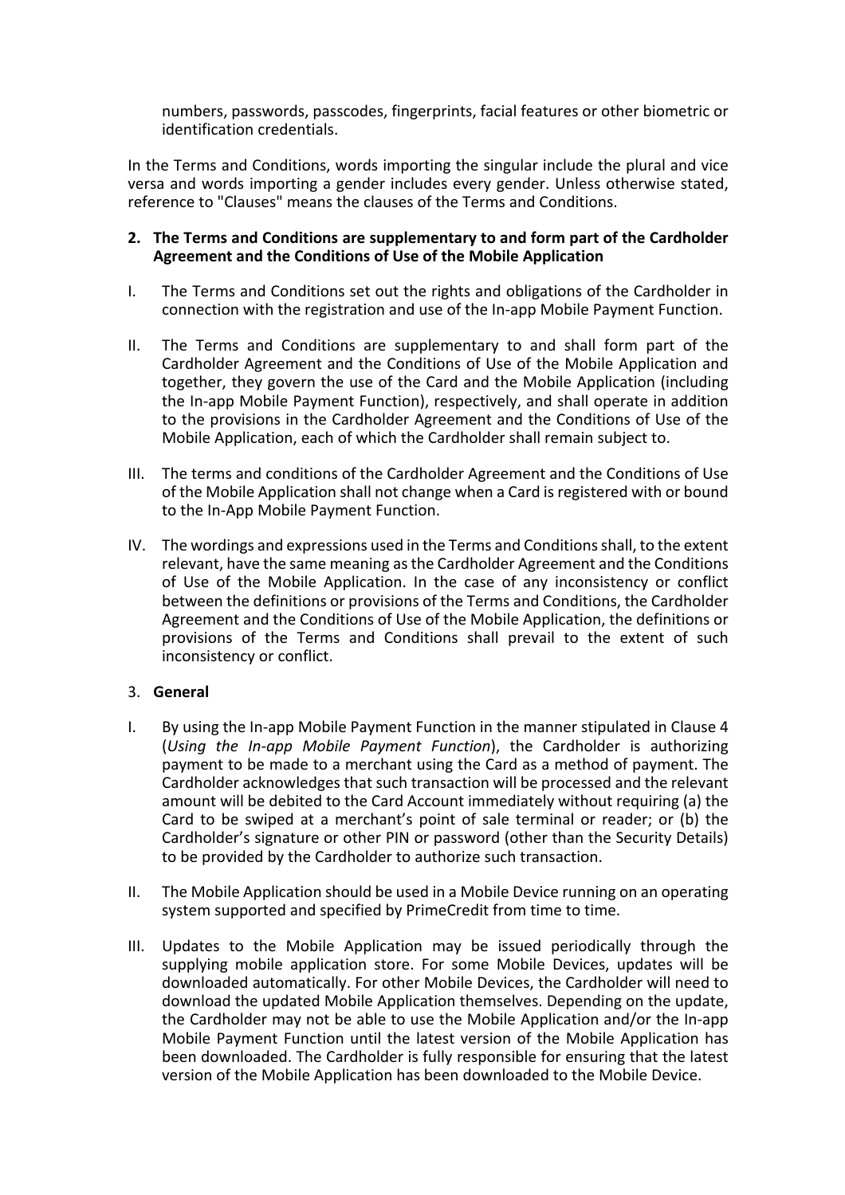numbers, passwords, passcodes, fingerprints, facial features or other biometric or identification credentials.

In the Terms and Conditions, words importing the singular include the plural and vice versa and words importing a gender includes every gender. Unless otherwise stated, reference to "Clauses" means the clauses of the Terms and Conditions.

**2. The Terms and Conditions are supplementary to and form part of the Cardholder Agreement and the Conditions of Use of the Mobile Application**

I. The Terms and Conditions set out the rights and obligations of the Cardholder in connection with the registration and use of the In-app Mobile Payment Function.

II. The Terms and Conditions are supplementary to and shall form part of the Cardholder Agreement and the Conditions of Use of the Mobile Application and together, they govern the use of the Card and the Mobile Application (including the In-app Mobile Payment Function), respectively, and shall operate in addition to the provisions in the Cardholder Agreement and the Conditions of Use of the Mobile Application, each of which the Cardholder shall remain subject to.

III. The terms and conditions of the Cardholder Agreement and the Conditions of Use of the Mobile Application shall not change when a Card is registered with or bound to the In-App Mobile Payment Function.

IV. The wordings and expressions used in the Terms and Conditions shall, to the extent relevant, have the same meaning as the Cardholder Agreement and the Conditions of Use of the Mobile Application. In the case of any inconsistency or conflict between the definitions or provisions of the Terms and Conditions, the Cardholder Agreement and the Conditions of Use of the Mobile Application, the definitions or provisions of the Terms and Conditions shall prevail to the extent of such inconsistency or conflict.

3. **General**

I. By using the In-app Mobile Payment Function in the manner stipulated in Clause 4 (*Using the In-app Mobile Payment Function*), the Cardholder is authorizing payment to be made to a merchant using the Card as a method of payment. The Cardholder acknowledges that such transaction will be processed and the relevant amount will be debited to the Card Account immediately without requiring (a) the Card to be swiped at a merchant's point of sale terminal or reader; or (b) the Cardholder's signature or other PIN or password (other than the Security Details) to be provided by the Cardholder to authorize such transaction.

II. The Mobile Application should be used in a Mobile Device running on an operating system supported and specified by PrimeCredit from time to time.

III. Updates to the Mobile Application may be issued periodically through the supplying mobile application store. For some Mobile Devices, updates will be downloaded automatically. For other Mobile Devices, the Cardholder will need to download the updated Mobile Application themselves. Depending on the update, the Cardholder may not be able to use the Mobile Application and/or the In-app Mobile Payment Function until the latest version of the Mobile Application has been downloaded. The Cardholder is fully responsible for ensuring that the latest version of the Mobile Application has been downloaded to the Mobile Device.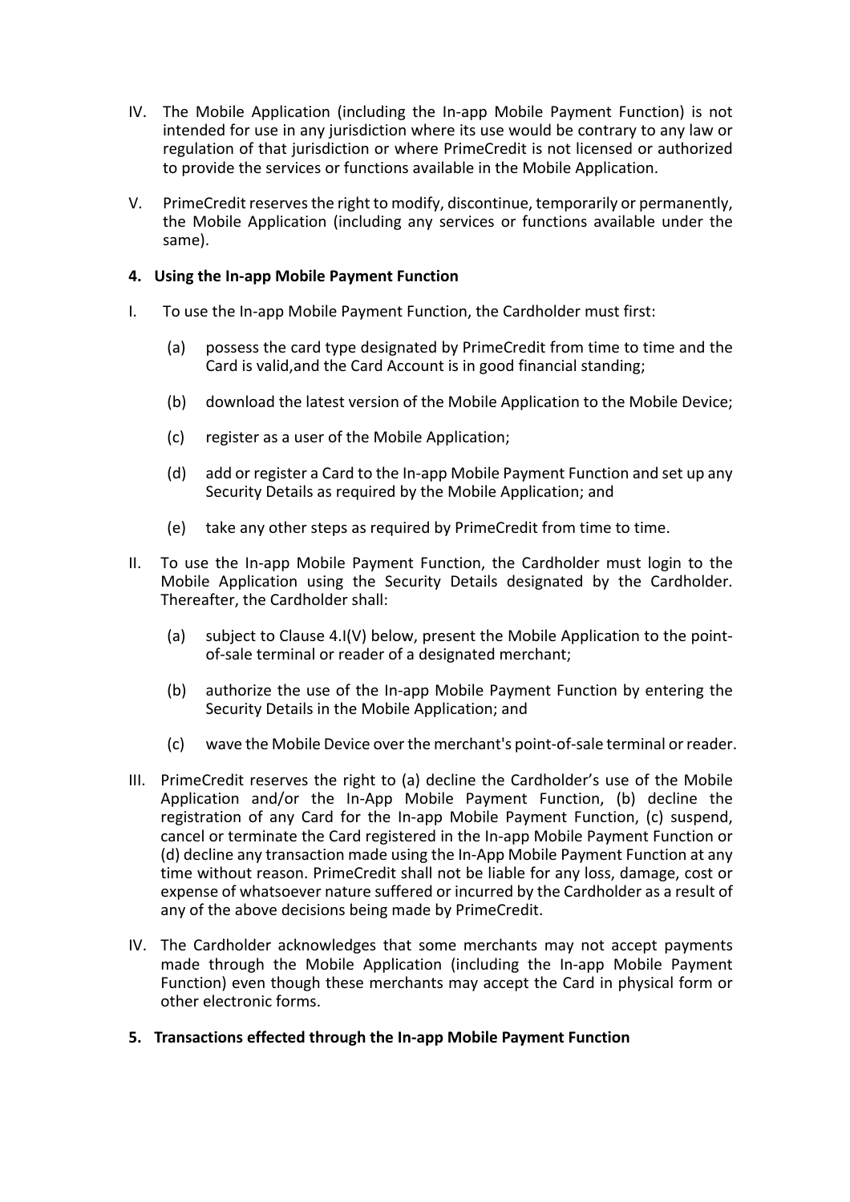IV. The Mobile Application (including the In-app Mobile Payment Function) is not intended for use in any jurisdiction where its use would be contrary to any law or regulation of that jurisdiction or where PrimeCredit is not licensed or authorized to provide the services or functions available in the Mobile Application.

V. PrimeCredit reserves the right to modify, discontinue, temporarily or permanently, the Mobile Application (including any services or functions available under the same).

**4. Using the In-app Mobile Payment Function**

I. To use the In-app Mobile Payment Function, the Cardholder must first:

(a) possess the card type designated by PrimeCredit from time to time and the Card is valid,and the Card Account is in good financial standing;

(b) download the latest version of the Mobile Application to the Mobile Device;

(c) register as a user of the Mobile Application;

(d) add or register a Card to the In-app Mobile Payment Function and set up any Security Details as required by the Mobile Application; and

(e) take any other steps as required by PrimeCredit from time to time.

II. To use the In-app Mobile Payment Function, the Cardholder must login to the Mobile Application using the Security Details designated by the Cardholder. Thereafter, the Cardholder shall:

(a) subject to Clause 4.I(V) below, present the Mobile Application to the point-of-sale terminal or reader of a designated merchant;

(b) authorize the use of the In-app Mobile Payment Function by entering the Security Details in the Mobile Application; and

(c) wave the Mobile Device over the merchant's point-of-sale terminal or reader.

III. PrimeCredit reserves the right to (a) decline the Cardholder's use of the Mobile Application and/or the In-App Mobile Payment Function, (b) decline the registration of any Card for the In-app Mobile Payment Function, (c) suspend, cancel or terminate the Card registered in the In-app Mobile Payment Function or (d) decline any transaction made using the In-App Mobile Payment Function at any time without reason. PrimeCredit shall not be liable for any loss, damage, cost or expense of whatsoever nature suffered or incurred by the Cardholder as a result of any of the above decisions being made by PrimeCredit.

IV. The Cardholder acknowledges that some merchants may not accept payments made through the Mobile Application (including the In-app Mobile Payment Function) even though these merchants may accept the Card in physical form or other electronic forms.

**5. Transactions effected through the In-app Mobile Payment Function**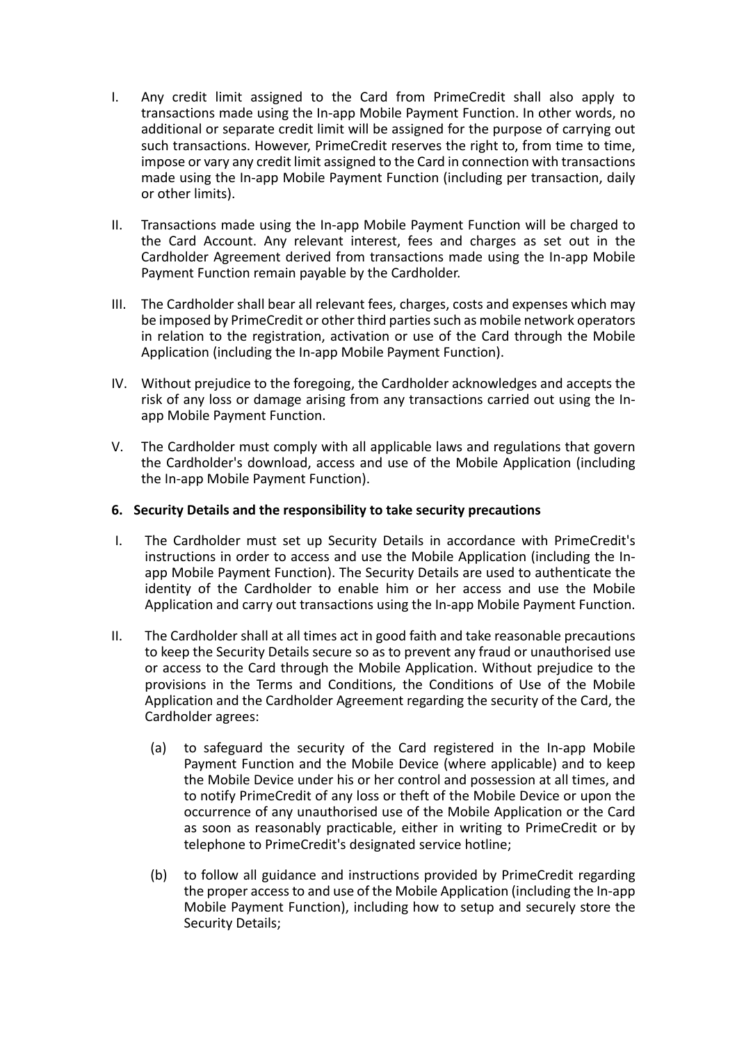I. Any credit limit assigned to the Card from PrimeCredit shall also apply to transactions made using the In-app Mobile Payment Function. In other words, no additional or separate credit limit will be assigned for the purpose of carrying out such transactions. However, PrimeCredit reserves the right to, from time to time, impose or vary any credit limit assigned to the Card in connection with transactions made using the In-app Mobile Payment Function (including per transaction, daily or other limits).

II. Transactions made using the In-app Mobile Payment Function will be charged to the Card Account. Any relevant interest, fees and charges as set out in the Cardholder Agreement derived from transactions made using the In-app Mobile Payment Function remain payable by the Cardholder.

III. The Cardholder shall bear all relevant fees, charges, costs and expenses which may be imposed by PrimeCredit or other third parties such as mobile network operators in relation to the registration, activation or use of the Card through the Mobile Application (including the In-app Mobile Payment Function).

IV. Without prejudice to the foregoing, the Cardholder acknowledges and accepts the risk of any loss or damage arising from any transactions carried out using the In-app Mobile Payment Function.

V. The Cardholder must comply with all applicable laws and regulations that govern the Cardholder's download, access and use of the Mobile Application (including the In-app Mobile Payment Function).

**6. Security Details and the responsibility to take security precautions**

I. The Cardholder must set up Security Details in accordance with PrimeCredit's instructions in order to access and use the Mobile Application (including the In-app Mobile Payment Function). The Security Details are used to authenticate the identity of the Cardholder to enable him or her access and use the Mobile Application and carry out transactions using the In-app Mobile Payment Function.

II. The Cardholder shall at all times act in good faith and take reasonable precautions to keep the Security Details secure so as to prevent any fraud or unauthorised use or access to the Card through the Mobile Application. Without prejudice to the provisions in the Terms and Conditions, the Conditions of Use of the Mobile Application and the Cardholder Agreement regarding the security of the Card, the Cardholder agrees:

(a) to safeguard the security of the Card registered in the In-app Mobile Payment Function and the Mobile Device (where applicable) and to keep the Mobile Device under his or her control and possession at all times, and to notify PrimeCredit of any loss or theft of the Mobile Device or upon the occurrence of any unauthorised use of the Mobile Application or the Card as soon as reasonably practicable, either in writing to PrimeCredit or by telephone to PrimeCredit's designated service hotline;

(b) to follow all guidance and instructions provided by PrimeCredit regarding the proper access to and use of the Mobile Application (including the In-app Mobile Payment Function), including how to setup and securely store the Security Details;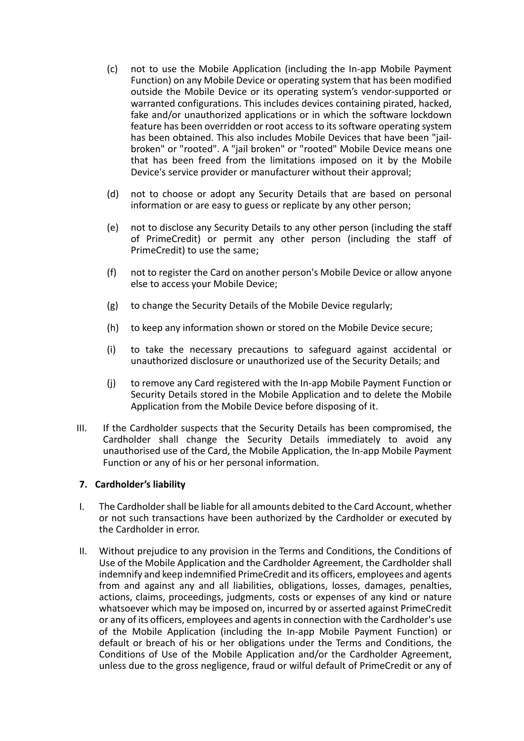(c) not to use the Mobile Application (including the In-app Mobile Payment Function) on any Mobile Device or operating system that has been modified outside the Mobile Device or its operating system's vendor-supported or warranted configurations. This includes devices containing pirated, hacked, fake and/or unauthorized applications or in which the software lockdown feature has been overridden or root access to its software operating system has been obtained. This also includes Mobile Devices that have been "jail-broken" or "rooted". A "jail broken" or "rooted" Mobile Device means one that has been freed from the limitations imposed on it by the Mobile Device's service provider or manufacturer without their approval;

(d) not to choose or adopt any Security Details that are based on personal information or are easy to guess or replicate by any other person;

(e) not to disclose any Security Details to any other person (including the staff of PrimeCredit) or permit any other person (including the staff of PrimeCredit) to use the same;

(f) not to register the Card on another person's Mobile Device or allow anyone else to access your Mobile Device;

(g) to change the Security Details of the Mobile Device regularly;

(h) to keep any information shown or stored on the Mobile Device secure;

(i) to take the necessary precautions to safeguard against accidental or unauthorized disclosure or unauthorized use of the Security Details; and

(j) to remove any Card registered with the In-app Mobile Payment Function or Security Details stored in the Mobile Application and to delete the Mobile Application from the Mobile Device before disposing of it.

III. If the Cardholder suspects that the Security Details has been compromised, the Cardholder shall change the Security Details immediately to avoid any unauthorised use of the Card, the Mobile Application, the In-app Mobile Payment Function or any of his or her personal information.

**7. Cardholder's liability**

I. The Cardholder shall be liable for all amounts debited to the Card Account, whether or not such transactions have been authorized by the Cardholder or executed by the Cardholder in error.

II. Without prejudice to any provision in the Terms and Conditions, the Conditions of Use of the Mobile Application and the Cardholder Agreement, the Cardholder shall indemnify and keep indemnified PrimeCredit and its officers, employees and agents from and against any and all liabilities, obligations, losses, damages, penalties, actions, claims, proceedings, judgments, costs or expenses of any kind or nature whatsoever which may be imposed on, incurred by or asserted against PrimeCredit or any of its officers, employees and agents in connection with the Cardholder's use of the Mobile Application (including the In-app Mobile Payment Function) or default or breach of his or her obligations under the Terms and Conditions, the Conditions of Use of the Mobile Application and/or the Cardholder Agreement, unless due to the gross negligence, fraud or wilful default of PrimeCredit or any of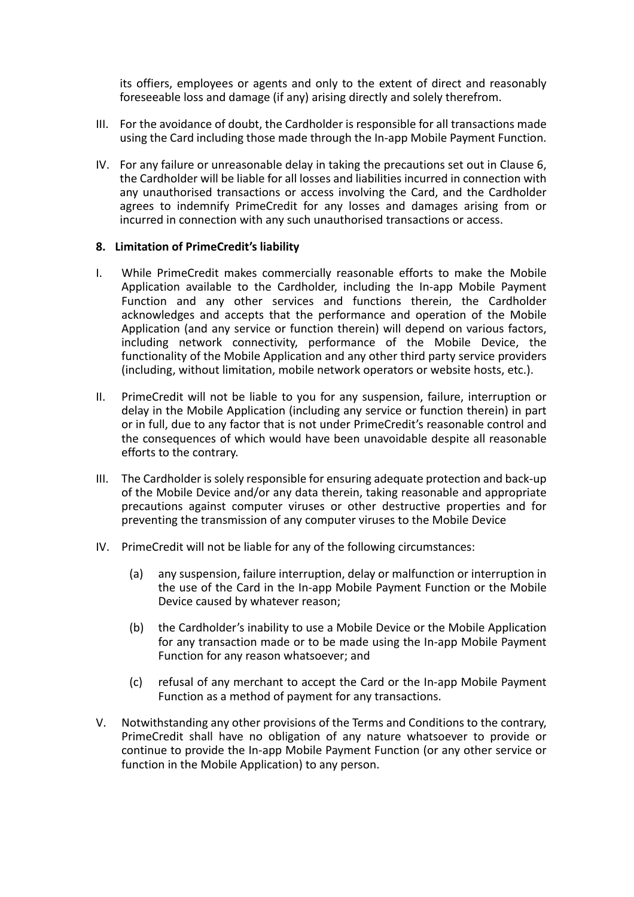its offiers, employees or agents and only to the extent of direct and reasonably foreseeable loss and damage (if any) arising directly and solely therefrom.

III. For the avoidance of doubt, the Cardholder is responsible for all transactions made using the Card including those made through the In-app Mobile Payment Function.

IV. For any failure or unreasonable delay in taking the precautions set out in Clause 6, the Cardholder will be liable for all losses and liabilities incurred in connection with any unauthorised transactions or access involving the Card, and the Cardholder agrees to indemnify PrimeCredit for any losses and damages arising from or incurred in connection with any such unauthorised transactions or access.

**8. Limitation of PrimeCredit's liability**

I. While PrimeCredit makes commercially reasonable efforts to make the Mobile Application available to the Cardholder, including the In-app Mobile Payment Function and any other services and functions therein, the Cardholder acknowledges and accepts that the performance and operation of the Mobile Application (and any service or function therein) will depend on various factors, including network connectivity, performance of the Mobile Device, the functionality of the Mobile Application and any other third party service providers (including, without limitation, mobile network operators or website hosts, etc.).

II. PrimeCredit will not be liable to you for any suspension, failure, interruption or delay in the Mobile Application (including any service or function therein) in part or in full, due to any factor that is not under PrimeCredit's reasonable control and the consequences of which would have been unavoidable despite all reasonable efforts to the contrary.

III. The Cardholder is solely responsible for ensuring adequate protection and back-up of the Mobile Device and/or any data therein, taking reasonable and appropriate precautions against computer viruses or other destructive properties and for preventing the transmission of any computer viruses to the Mobile Device

IV. PrimeCredit will not be liable for any of the following circumstances:

(a) any suspension, failure interruption, delay or malfunction or interruption in the use of the Card in the In-app Mobile Payment Function or the Mobile Device caused by whatever reason;

(b) the Cardholder's inability to use a Mobile Device or the Mobile Application for any transaction made or to be made using the In-app Mobile Payment Function for any reason whatsoever; and

(c) refusal of any merchant to accept the Card or the In-app Mobile Payment Function as a method of payment for any transactions.

V. Notwithstanding any other provisions of the Terms and Conditions to the contrary, PrimeCredit shall have no obligation of any nature whatsoever to provide or continue to provide the In-app Mobile Payment Function (or any other service or function in the Mobile Application) to any person.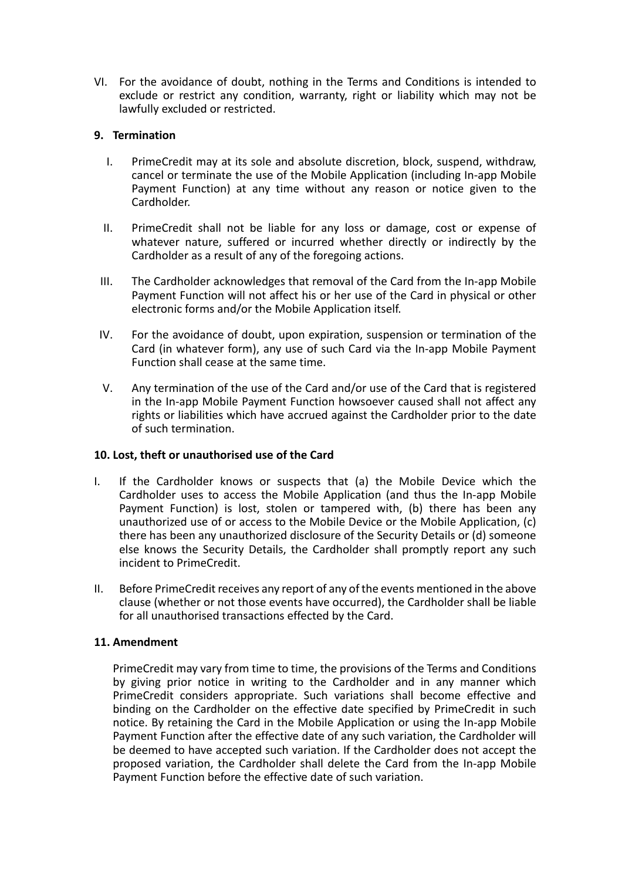VI. For the avoidance of doubt, nothing in the Terms and Conditions is intended to exclude or restrict any condition, warranty, right or liability which may not be lawfully excluded or restricted.

**9. Termination**

I. PrimeCredit may at its sole and absolute discretion, block, suspend, withdraw, cancel or terminate the use of the Mobile Application (including In-app Mobile Payment Function) at any time without any reason or notice given to the Cardholder.

II. PrimeCredit shall not be liable for any loss or damage, cost or expense of whatever nature, suffered or incurred whether directly or indirectly by the Cardholder as a result of any of the foregoing actions.

III. The Cardholder acknowledges that removal of the Card from the In-app Mobile Payment Function will not affect his or her use of the Card in physical or other electronic forms and/or the Mobile Application itself.

IV. For the avoidance of doubt, upon expiration, suspension or termination of the Card (in whatever form), any use of such Card via the In-app Mobile Payment Function shall cease at the same time.

V. Any termination of the use of the Card and/or use of the Card that is registered in the In-app Mobile Payment Function howsoever caused shall not affect any rights or liabilities which have accrued against the Cardholder prior to the date of such termination.

**10. Lost, theft or unauthorised use of the Card**

I. If the Cardholder knows or suspects that (a) the Mobile Device which the Cardholder uses to access the Mobile Application (and thus the In-app Mobile Payment Function) is lost, stolen or tampered with, (b) there has been any unauthorized use of or access to the Mobile Device or the Mobile Application, (c) there has been any unauthorized disclosure of the Security Details or (d) someone else knows the Security Details, the Cardholder shall promptly report any such incident to PrimeCredit.

II. Before PrimeCredit receives any report of any of the events mentioned in the above clause (whether or not those events have occurred), the Cardholder shall be liable for all unauthorised transactions effected by the Card.

**11. Amendment**

PrimeCredit may vary from time to time, the provisions of the Terms and Conditions by giving prior notice in writing to the Cardholder and in any manner which PrimeCredit considers appropriate. Such variations shall become effective and binding on the Cardholder on the effective date specified by PrimeCredit in such notice. By retaining the Card in the Mobile Application or using the In-app Mobile Payment Function after the effective date of any such variation, the Cardholder will be deemed to have accepted such variation. If the Cardholder does not accept the proposed variation, the Cardholder shall delete the Card from the In-app Mobile Payment Function before the effective date of such variation.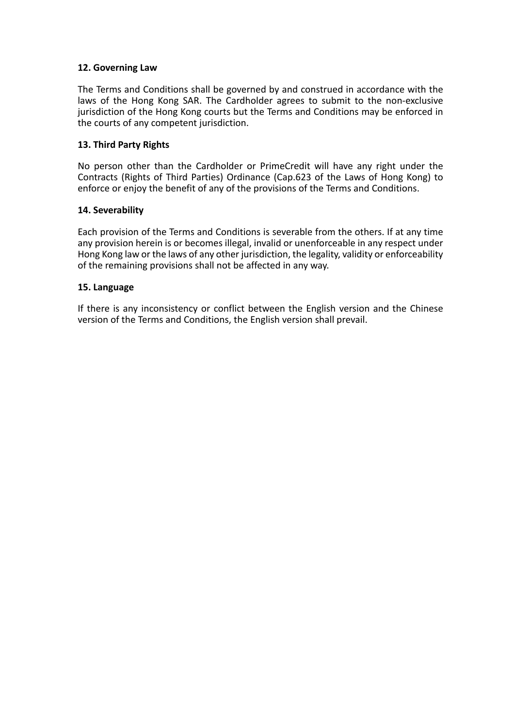**12. Governing Law**

The Terms and Conditions shall be governed by and construed in accordance with the laws of the Hong Kong SAR. The Cardholder agrees to submit to the non-exclusive jurisdiction of the Hong Kong courts but the Terms and Conditions may be enforced in the courts of any competent jurisdiction.

**13. Third Party Rights**

No person other than the Cardholder or PrimeCredit will have any right under the Contracts (Rights of Third Parties) Ordinance (Cap.623 of the Laws of Hong Kong) to enforce or enjoy the benefit of any of the provisions of the Terms and Conditions.

**14. Severability**

Each provision of the Terms and Conditions is severable from the others. If at any time any provision herein is or becomes illegal, invalid or unenforceable in any respect under Hong Kong law or the laws of any other jurisdiction, the legality, validity or enforceability of the remaining provisions shall not be affected in any way.

**15. Language**

If there is any inconsistency or conflict between the English version and the Chinese version of the Terms and Conditions, the English version shall prevail.